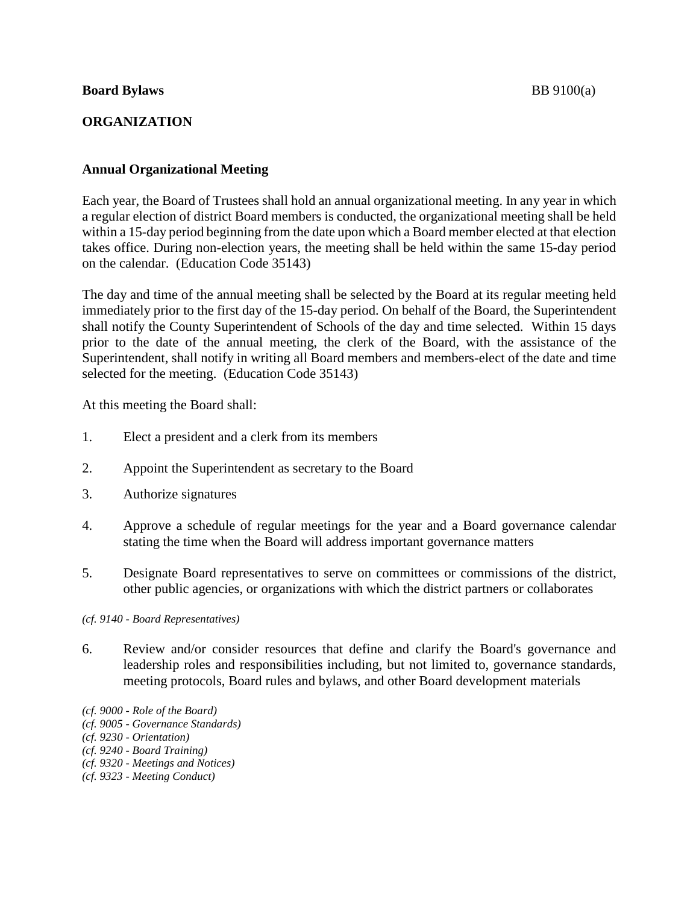**Board Bylaws** BB 9100(a)

## ORGANIZATION

### Annual Organizational Meeting

Each year, the Board of Trustees shall hold an annual organizational meeting. In any year in which a regular election of district Board members is conducted, the organizational meeting shall be held within a 15-day period beginning from the date upon which a Board member elected at that election takes office. During non-election years, the meeting shall be held within the same 15-day period on the calendar. (Education Code 35143)

The day and time of the annual meeting shall be selected by the Board at its regular meeting held immediately prior to the first day of the 15-day period. On behalf of the Board, the Superintendent shall notify the County Superintendent of Schools of the day and time selected. Within 15 days prior to the date of the annual meeting, the clerk of the Board, with the assistance of the Superintendent, shall notify in writing all Board members and members-elect of the date and time selected for the meeting. (Education Code 35143)

At this meeting the Board shall:

1. Elect a president and a clerk from its members

2. Appoint the Superintendent as secretary to the Board

3. Authorize signatures

4. Approve a schedule of regular meetings for the year and a Board governance calendar stating the time when the Board will address important governance matters

5. Designate Board representatives to serve on committees or commissions of the district, other public agencies, or organizations with which the district partners or collaborates

*(cf. 9140 - Board Representatives)*

6. Review and/or consider resources that define and clarify the Board's governance and leadership roles and responsibilities including, but not limited to, governance standards, meeting protocols, Board rules and bylaws, and other Board development materials

*(cf. 9000 - Role of the Board)*
*(cf. 9005 - Governance Standards)*
*(cf. 9230 - Orientation)*
*(cf. 9240 - Board Training)*
*(cf. 9320 - Meetings and Notices)*
*(cf. 9323 - Meeting Conduct)*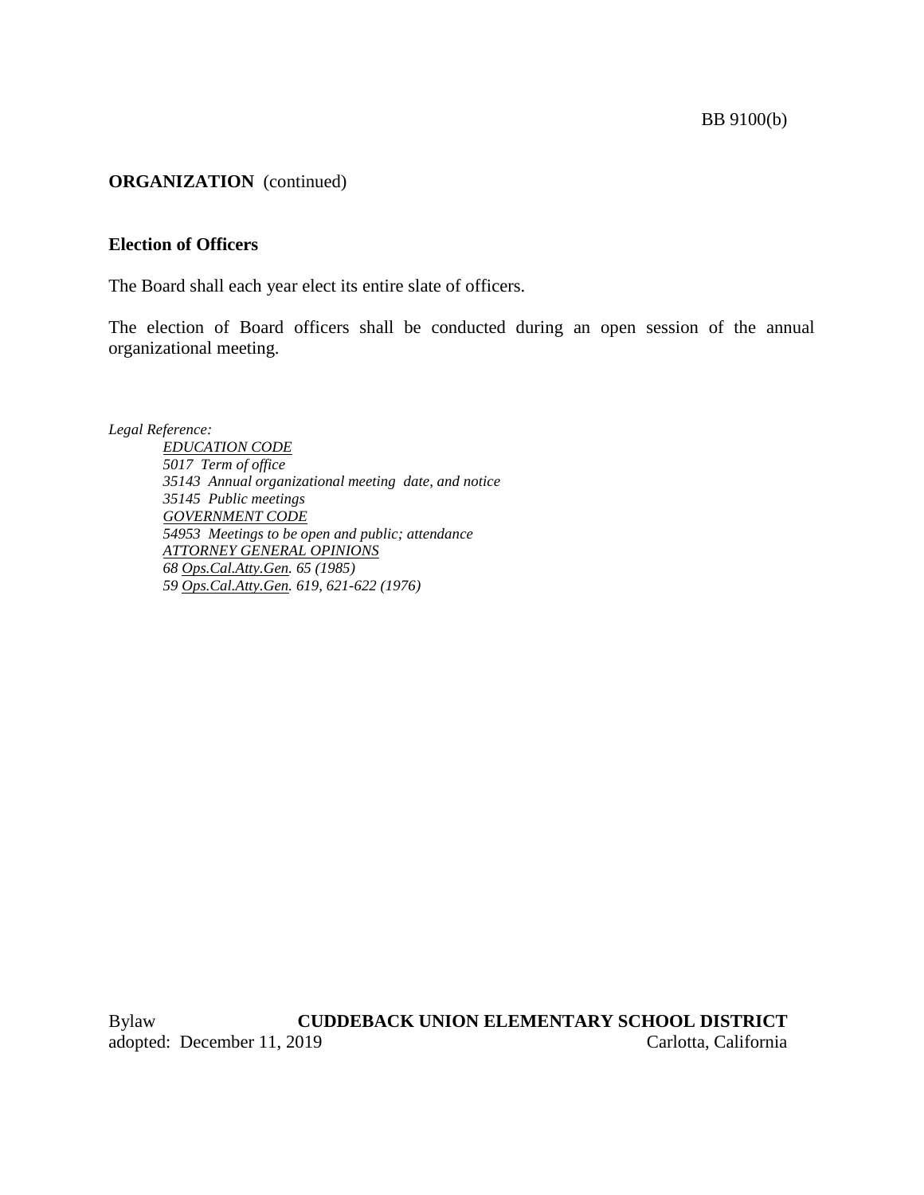**ORGANIZATION** (continued)

**Election of Officers**

The Board shall each year elect its entire slate of officers.

The election of Board officers shall be conducted during an open session of the annual organizational meeting.

*Legal Reference:*

*EDUCATION CODE*
*5017 Term of office*
*35143 Annual organizational meeting date, and notice*
*35145 Public meetings*
*GOVERNMENT CODE*
*54953 Meetings to be open and public; attendance*
*ATTORNEY GENERAL OPINIONS*
*68 Ops.Cal.Atty.Gen. 65 (1985)*
*59 Ops.Cal.Atty.Gen. 619, 621-622 (1976)*

Bylaw **CUDDEBACK UNION ELEMENTARY SCHOOL DISTRICT**
adopted: December 11, 2019 Carlotta, California